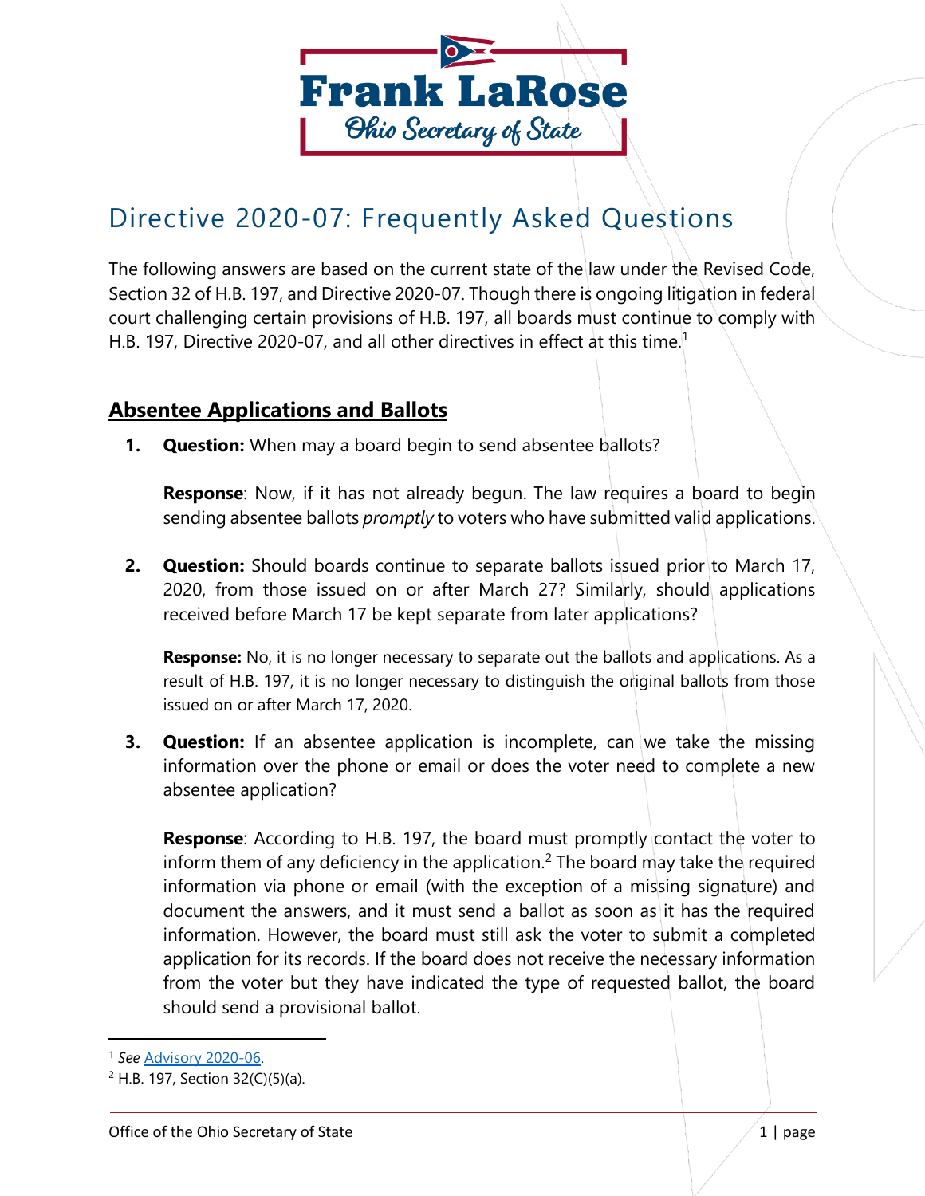Frank LaRose
Ohio Secretary of State

# Directive 2020-07: Frequently Asked Questions

The following answers are based on the current state of the law under the Revised Code, Section 32 of H.B. 197, and Directive 2020-07. Though there is ongoing litigation in federal court challenging certain provisions of H.B. 197, all boards must continue to comply with H.B. 197, Directive 2020-07, and all other directives in effect at this time.[1]

## Absentee Applications and Ballots

1. **Question:** When may a board begin to send absentee ballots?

   **Response**: Now, if it has not already begun. The law requires a board to begin sending absentee ballots *promptly* to voters who have submitted valid applications.

2. **Question:** Should boards continue to separate ballots issued prior to March 17, 2020, from those issued on or after March 27? Similarly, should applications received before March 17 be kept separate from later applications?

   **Response:** No, it is no longer necessary to separate out the ballots and applications. As a result of H.B. 197, it is no longer necessary to distinguish the original ballots from those issued on or after March 17, 2020.

3. **Question:** If an absentee application is incomplete, can we take the missing information over the phone or email or does the voter need to complete a new absentee application?

   **Response**: According to H.B. 197, the board must promptly contact the voter to inform them of any deficiency in the application.[2] The board may take the required information via phone or email (with the exception of a missing signature) and document the answers, and it must send a ballot as soon as it has the required information. However, the board must still ask the voter to submit a completed application for its records. If the board does not receive the necessary information from the voter but they have indicated the type of requested ballot, the board should send a provisional ballot.

---

[1] *See* Advisory 2020-06.

[2] H.B. 197, Section 32(C)(5)(a).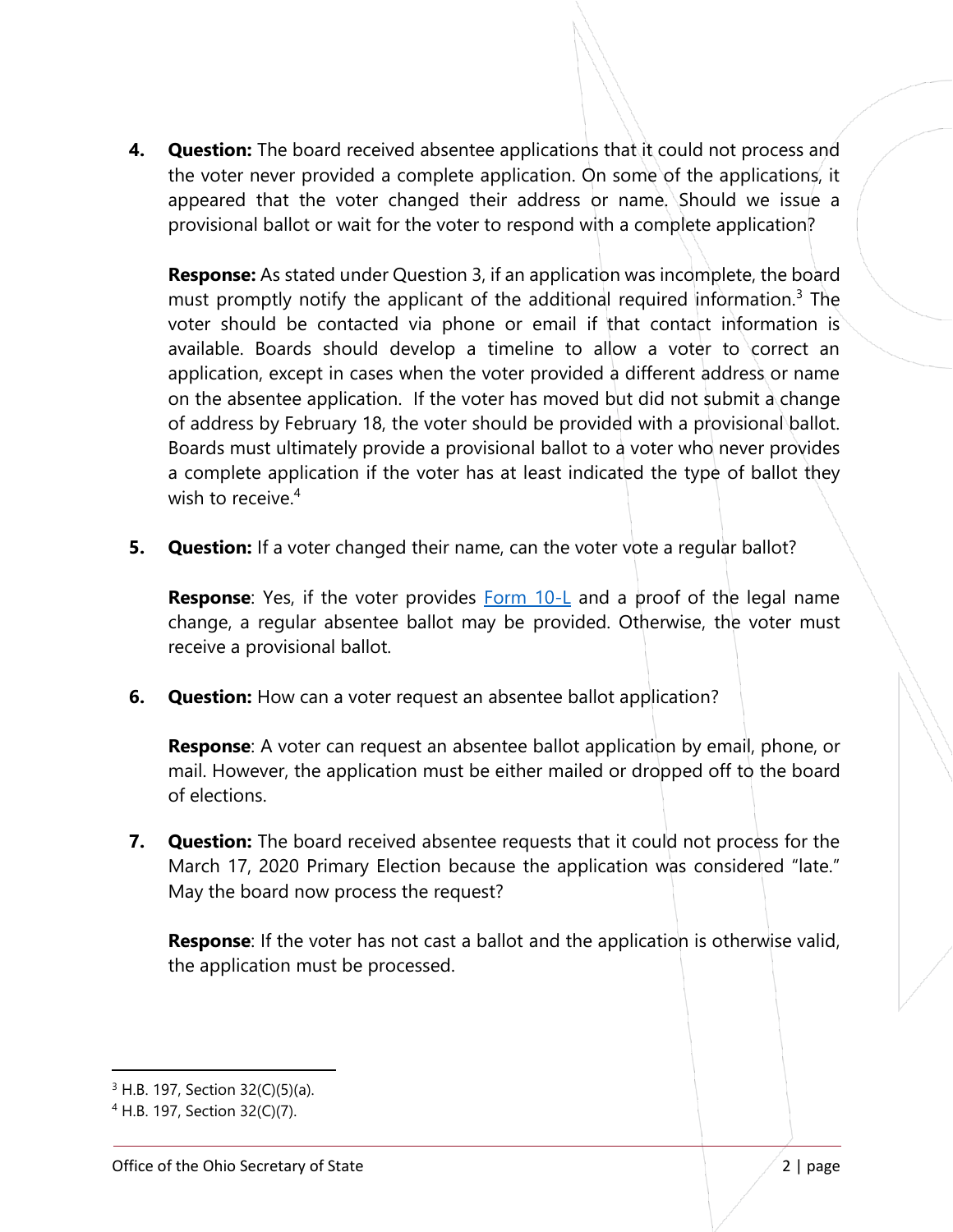4. **Question:** The board received absentee applications that it could not process and the voter never provided a complete application. On some of the applications, it appeared that the voter changed their address or name. Should we issue a provisional ballot or wait for the voter to respond with a complete application?

   **Response:** As stated under Question 3, if an application was incomplete, the board must promptly notify the applicant of the additional required information.[3] The voter should be contacted via phone or email if that contact information is available. Boards should develop a timeline to allow a voter to correct an application, except in cases when the voter provided a different address or name on the absentee application. If the voter has moved but did not submit a change of address by February 18, the voter should be provided with a provisional ballot. Boards must ultimately provide a provisional ballot to a voter who never provides a complete application if the voter has at least indicated the type of ballot they wish to receive.[4]

5. **Question:** If a voter changed their name, can the voter vote a regular ballot?

   **Response**: Yes, if the voter provides Form 10-L and a proof of the legal name change, a regular absentee ballot may be provided. Otherwise, the voter must receive a provisional ballot.

6. **Question:** How can a voter request an absentee ballot application?

   **Response**: A voter can request an absentee ballot application by email, phone, or mail. However, the application must be either mailed or dropped off to the board of elections.

7. **Question:** The board received absentee requests that it could not process for the March 17, 2020 Primary Election because the application was considered "late." May the board now process the request?

   **Response**: If the voter has not cast a ballot and the application is otherwise valid, the application must be processed.

---

[3] H.B. 197, Section 32(C)(5)(a).

[4] H.B. 197, Section 32(C)(7).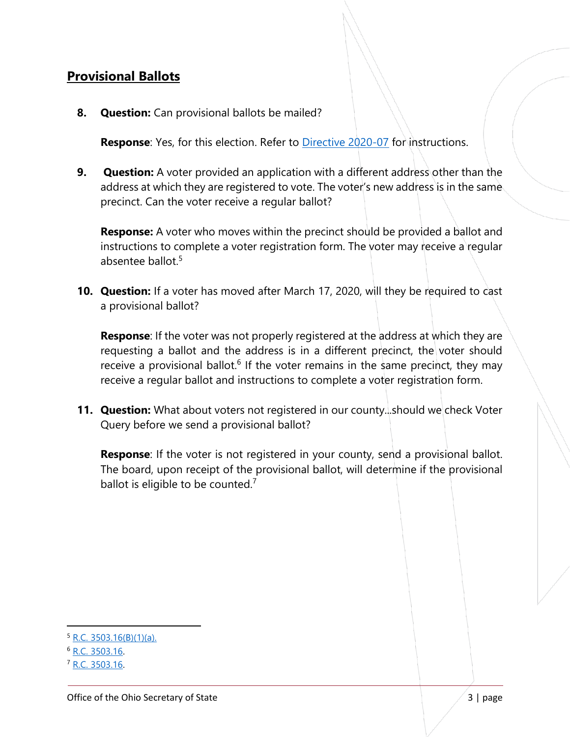## Provisional Ballots

8. **Question:** Can provisional ballots be mailed?

   **Response**: Yes, for this election. Refer to Directive 2020-07 for instructions.

9. **Question:** A voter provided an application with a different address other than the address at which they are registered to vote. The voter's new address is in the same precinct. Can the voter receive a regular ballot?

   **Response:** A voter who moves within the precinct should be provided a ballot and instructions to complete a voter registration form. The voter may receive a regular absentee ballot.[5]

10. **Question:** If a voter has moved after March 17, 2020, will they be required to cast a provisional ballot?

    **Response**: If the voter was not properly registered at the address at which they are requesting a ballot and the address is in a different precinct, the voter should receive a provisional ballot.[6] If the voter remains in the same precinct, they may receive a regular ballot and instructions to complete a voter registration form.

11. **Question:** What about voters not registered in our county...should we check Voter Query before we send a provisional ballot?

    **Response**: If the voter is not registered in your county, send a provisional ballot. The board, upon receipt of the provisional ballot, will determine if the provisional ballot is eligible to be counted.[7]

---

[5] R.C. 3503.16(B)(1)(a).

[6] R.C. 3503.16.

[7] R.C. 3503.16.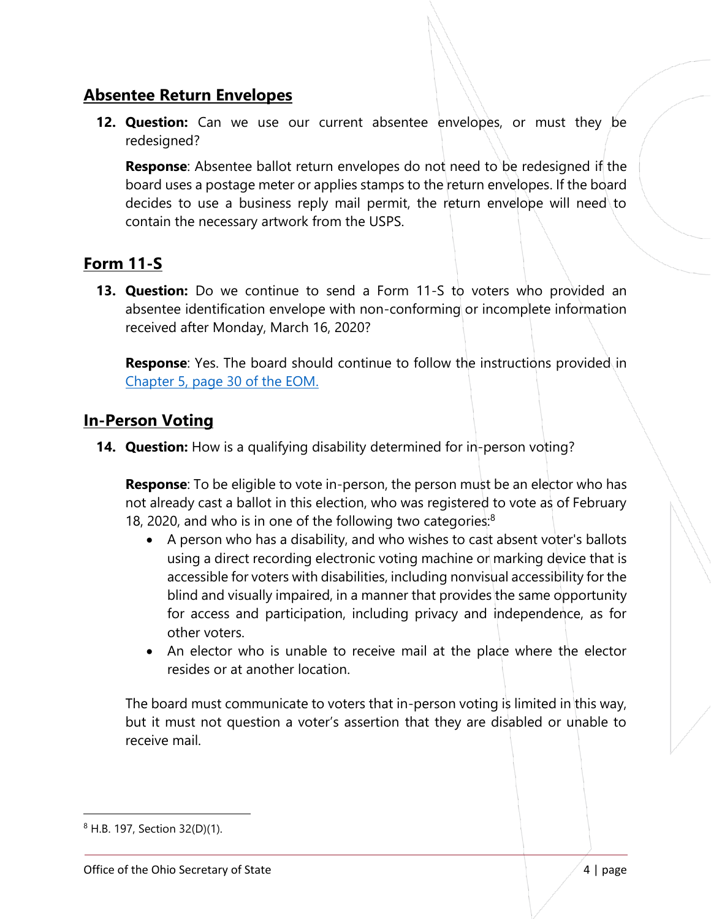## Absentee Return Envelopes

12. **Question:** Can we use our current absentee envelopes, or must they be redesigned?

    **Response**: Absentee ballot return envelopes do not need to be redesigned if the board uses a postage meter or applies stamps to the return envelopes. If the board decides to use a business reply mail permit, the return envelope will need to contain the necessary artwork from the USPS.

## Form 11-S

13. **Question:** Do we continue to send a Form 11-S to voters who provided an absentee identification envelope with non-conforming or incomplete information received after Monday, March 16, 2020?

    **Response**: Yes. The board should continue to follow the instructions provided in [Chapter 5, page 30 of the EOM.]()

## In-Person Voting

14. **Question:** How is a qualifying disability determined for in-person voting?

    **Response**: To be eligible to vote in-person, the person must be an elector who has not already cast a ballot in this election, who was registered to vote as of February 18, 2020, and who is in one of the following two categories:[8]

    - A person who has a disability, and who wishes to cast absent voter's ballots using a direct recording electronic voting machine or marking device that is accessible for voters with disabilities, including nonvisual accessibility for the blind and visually impaired, in a manner that provides the same opportunity for access and participation, including privacy and independence, as for other voters.
    - An elector who is unable to receive mail at the place where the elector resides or at another location.

    The board must communicate to voters that in-person voting is limited in this way, but it must not question a voter's assertion that they are disabled or unable to receive mail.

[8] H.B. 197, Section 32(D)(1).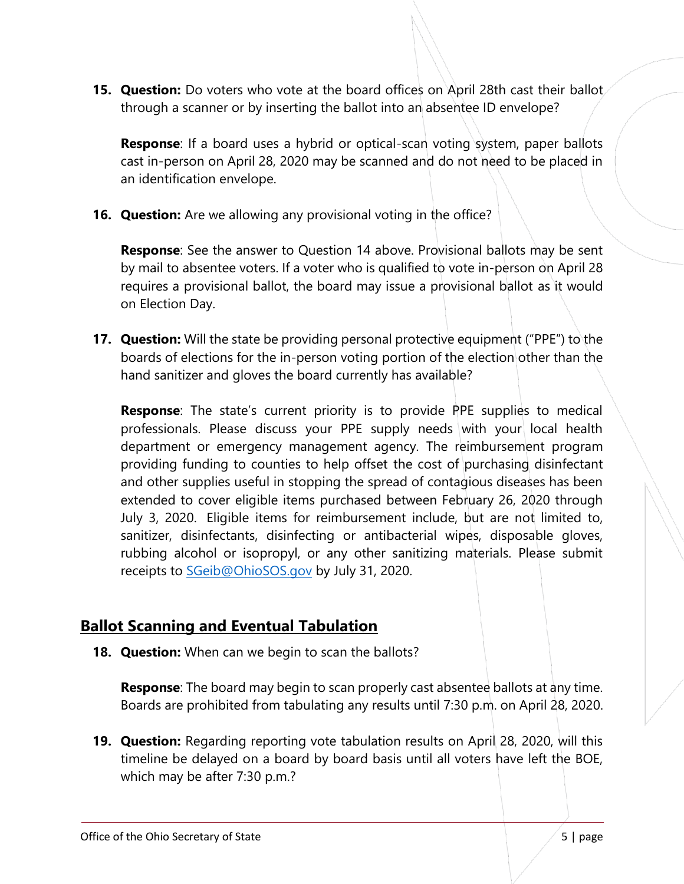15. **Question:** Do voters who vote at the board offices on April 28th cast their ballot through a scanner or by inserting the ballot into an absentee ID envelope?

    **Response**: If a board uses a hybrid or optical-scan voting system, paper ballots cast in-person on April 28, 2020 may be scanned and do not need to be placed in an identification envelope.

16. **Question:** Are we allowing any provisional voting in the office?

    **Response**: See the answer to Question 14 above. Provisional ballots may be sent by mail to absentee voters. If a voter who is qualified to vote in-person on April 28 requires a provisional ballot, the board may issue a provisional ballot as it would on Election Day.

17. **Question:** Will the state be providing personal protective equipment ("PPE") to the boards of elections for the in-person voting portion of the election other than the hand sanitizer and gloves the board currently has available?

    **Response**: The state's current priority is to provide PPE supplies to medical professionals. Please discuss your PPE supply needs with your local health department or emergency management agency. The reimbursement program providing funding to counties to help offset the cost of purchasing disinfectant and other supplies useful in stopping the spread of contagious diseases has been extended to cover eligible items purchased between February 26, 2020 through July 3, 2020. Eligible items for reimbursement include, but are not limited to, sanitizer, disinfectants, disinfecting or antibacterial wipes, disposable gloves, rubbing alcohol or isopropyl, or any other sanitizing materials. Please submit receipts to [SGeib@OhioSOS.gov](mailto:SGeib@OhioSOS.gov) by July 31, 2020.

## Ballot Scanning and Eventual Tabulation

18. **Question:** When can we begin to scan the ballots?

    **Response**: The board may begin to scan properly cast absentee ballots at any time. Boards are prohibited from tabulating any results until 7:30 p.m. on April 28, 2020.

19. **Question:** Regarding reporting vote tabulation results on April 28, 2020, will this timeline be delayed on a board by board basis until all voters have left the BOE, which may be after 7:30 p.m.?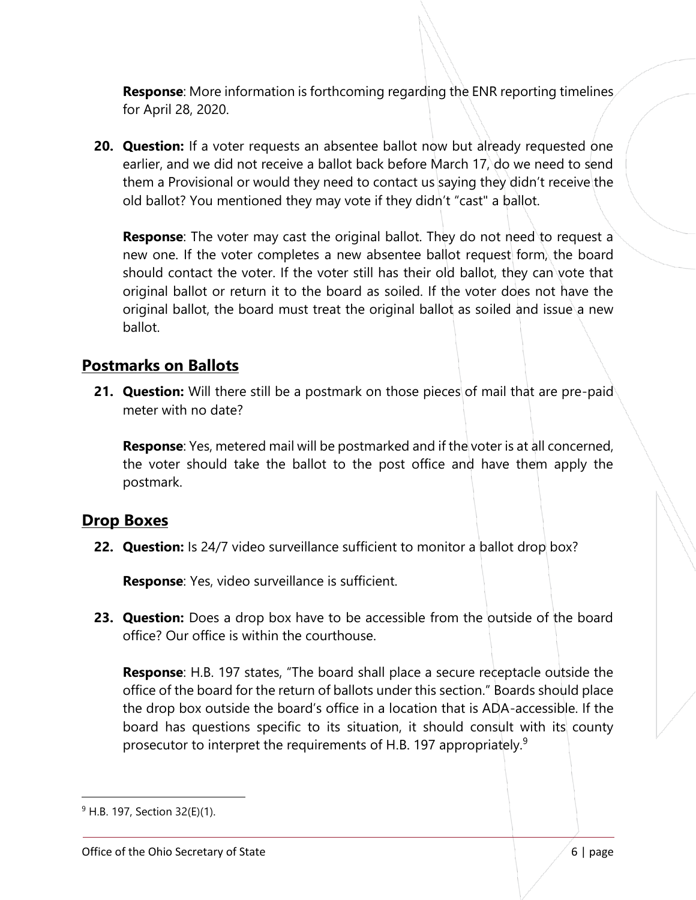**Response**: More information is forthcoming regarding the ENR reporting timelines for April 28, 2020.

20. **Question:** If a voter requests an absentee ballot now but already requested one earlier, and we did not receive a ballot back before March 17, do we need to send them a Provisional or would they need to contact us saying they didn't receive the old ballot? You mentioned they may vote if they didn't "cast" a ballot.

    **Response**: The voter may cast the original ballot. They do not need to request a new one. If the voter completes a new absentee ballot request form, the board should contact the voter. If the voter still has their old ballot, they can vote that original ballot or return it to the board as soiled. If the voter does not have the original ballot, the board must treat the original ballot as soiled and issue a new ballot.

## Postmarks on Ballots

21. **Question:** Will there still be a postmark on those pieces of mail that are pre-paid meter with no date?

    **Response**: Yes, metered mail will be postmarked and if the voter is at all concerned, the voter should take the ballot to the post office and have them apply the postmark.

## Drop Boxes

22. **Question:** Is 24/7 video surveillance sufficient to monitor a ballot drop box?

    **Response**: Yes, video surveillance is sufficient.

23. **Question:** Does a drop box have to be accessible from the outside of the board office? Our office is within the courthouse.

    **Response**: H.B. 197 states, "The board shall place a secure receptacle outside the office of the board for the return of ballots under this section." Boards should place the drop box outside the board's office in a location that is ADA-accessible. If the board has questions specific to its situation, it should consult with its county prosecutor to interpret the requirements of H.B. 197 appropriately.[9]

---

[9] H.B. 197, Section 32(E)(1).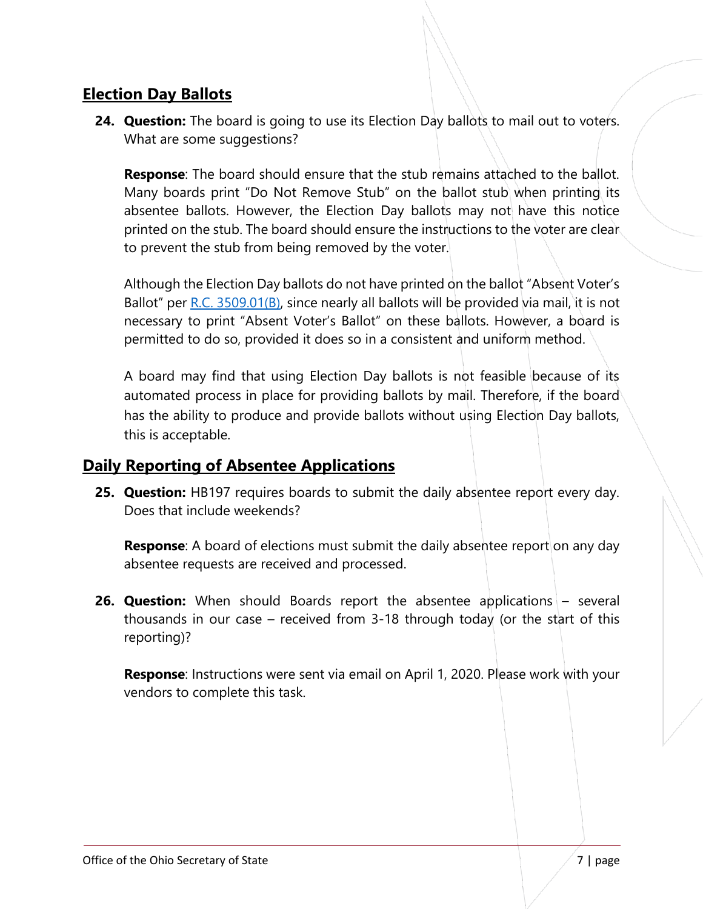## Election Day Ballots

24. **Question:** The board is going to use its Election Day ballots to mail out to voters. What are some suggestions?

    **Response**: The board should ensure that the stub remains attached to the ballot. Many boards print "Do Not Remove Stub" on the ballot stub when printing its absentee ballots. However, the Election Day ballots may not have this notice printed on the stub. The board should ensure the instructions to the voter are clear to prevent the stub from being removed by the voter.

    Although the Election Day ballots do not have printed on the ballot "Absent Voter's Ballot" per R.C. 3509.01(B), since nearly all ballots will be provided via mail, it is not necessary to print "Absent Voter's Ballot" on these ballots. However, a board is permitted to do so, provided it does so in a consistent and uniform method.

    A board may find that using Election Day ballots is not feasible because of its automated process in place for providing ballots by mail. Therefore, if the board has the ability to produce and provide ballots without using Election Day ballots, this is acceptable.

## Daily Reporting of Absentee Applications

25. **Question:** HB197 requires boards to submit the daily absentee report every day. Does that include weekends?

    **Response**: A board of elections must submit the daily absentee report on any day absentee requests are received and processed.

26. **Question:** When should Boards report the absentee applications – several thousands in our case – received from 3-18 through today (or the start of this reporting)?

    **Response**: Instructions were sent via email on April 1, 2020. Please work with your vendors to complete this task.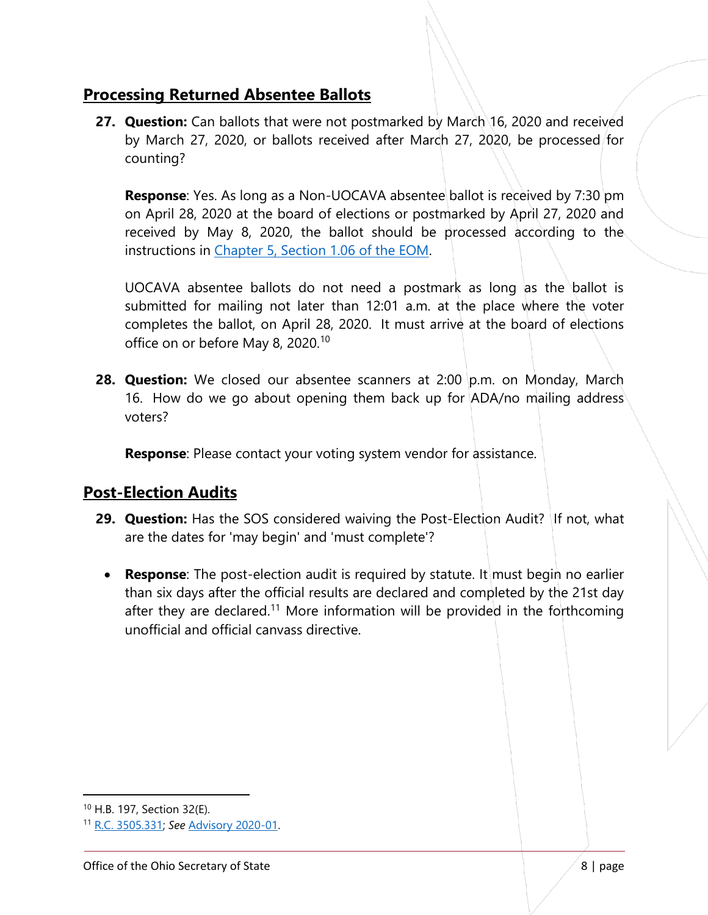## Processing Returned Absentee Ballots

**27. Question:** Can ballots that were not postmarked by March 16, 2020 and received by March 27, 2020, or ballots received after March 27, 2020, be processed for counting?

**Response**: Yes. As long as a Non-UOCAVA absentee ballot is received by 7:30 pm on April 28, 2020 at the board of elections or postmarked by April 27, 2020 and received by May 8, 2020, the ballot should be processed according to the instructions in Chapter 5, Section 1.06 of the EOM.

UOCAVA absentee ballots do not need a postmark as long as the ballot is submitted for mailing not later than 12:01 a.m. at the place where the voter completes the ballot, on April 28, 2020. It must arrive at the board of elections office on or before May 8, 2020.[10]

**28. Question:** We closed our absentee scanners at 2:00 p.m. on Monday, March 16. How do we go about opening them back up for ADA/no mailing address voters?

**Response**: Please contact your voting system vendor for assistance.

## Post-Election Audits

**29. Question:** Has the SOS considered waiving the Post-Election Audit? If not, what are the dates for 'may begin' and 'must complete'?

- **Response**: The post-election audit is required by statute. It must begin no earlier than six days after the official results are declared and completed by the 21st day after they are declared.[11] More information will be provided in the forthcoming unofficial and official canvass directive.

---

[10] H.B. 197, Section 32(E).

[11] R.C. 3505.331; *See* Advisory 2020-01.